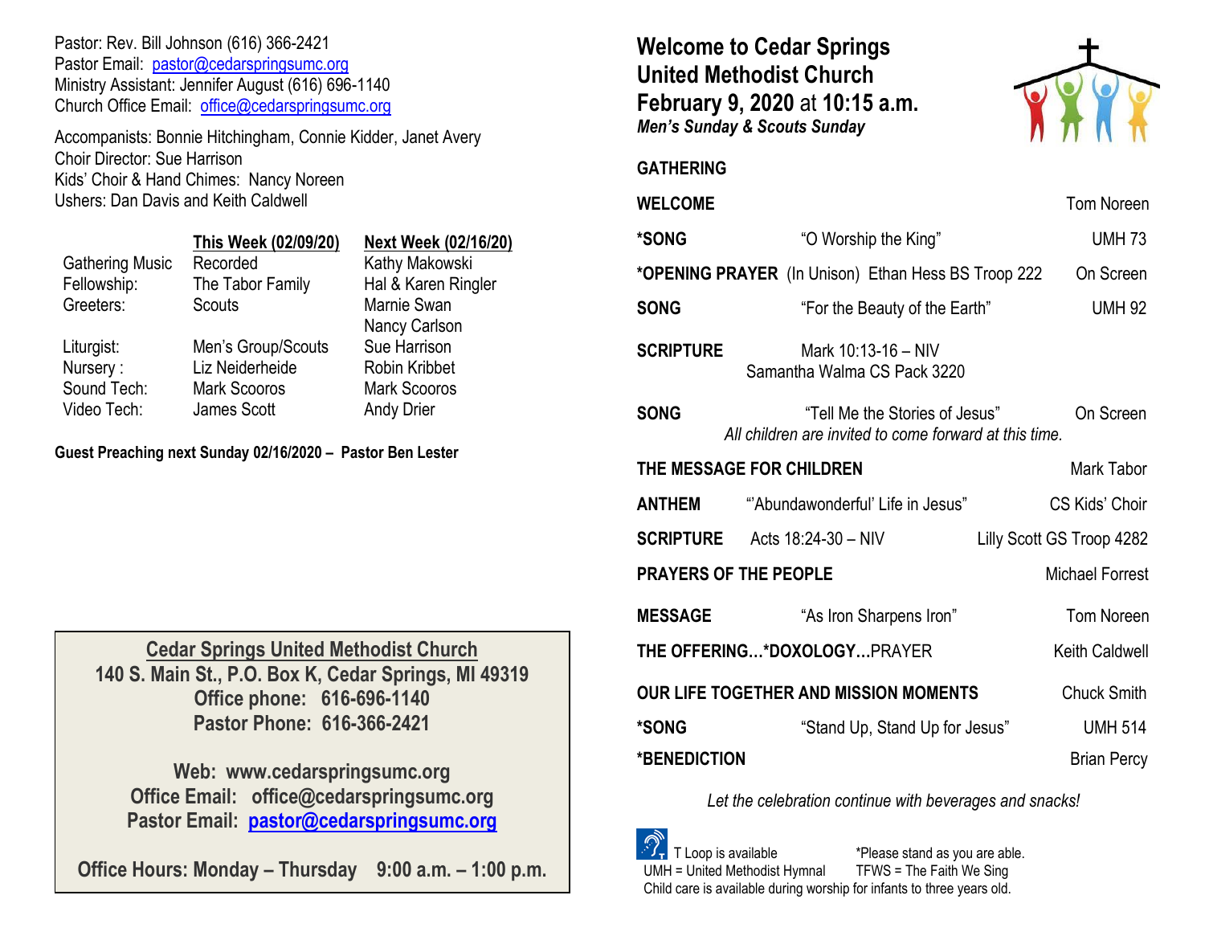Pastor: Rev. Bill Johnson (616) 366-2421
Pastor Email: pastor@cedarspringsumc.org
Ministry Assistant: Jennifer August (616) 696-1140
Church Office Email: office@cedarspringsumc.org

Accompanists: Bonnie Hitchingham, Connie Kidder, Janet Avery
Choir Director: Sue Harrison
Kids' Choir & Hand Chimes: Nancy Noreen
Ushers: Dan Davis and Keith Caldwell

| | This Week (02/09/20) | Next Week (02/16/20) |
|---|---|---|
| Gathering Music | Recorded | Kathy Makowski |
| Fellowship: | The Tabor Family | Hal & Karen Ringler |
| Greeters: | Scouts | Marnie Swan<br>Nancy Carlson |
| Liturgist: | Men's Group/Scouts | Sue Harrison |
| Nursery : | Liz Neiderheide | Robin Kribbet |
| Sound Tech: | Mark Scooros | Mark Scooros |
| Video Tech: | James Scott | Andy Drier |

**Guest Preaching next Sunday 02/16/2020 – Pastor Ben Lester**

**Cedar Springs United Methodist Church**
**140 S. Main St., P.O. Box K, Cedar Springs, MI 49319**
**Office phone: 616-696-1140**
**Pastor Phone: 616-366-2421**

**Web: www.cedarspringsumc.org**
**Office Email: office@cedarspringsumc.org**
**Pastor Email: pastor@cedarspringsumc.org**

**Office Hours: Monday – Thursday 9:00 a.m. – 1:00 p.m.**

# Welcome to Cedar Springs United Methodist Church
## February 9, 2020 at 10:15 a.m.
***Men's Sunday & Scouts Sunday***

**GATHERING**

**WELCOME** — Tom Noreen

**\*SONG** — "O Worship the King" — UMH 73

**\*OPENING PRAYER** (In Unison) Ethan Hess BS Troop 222 — On Screen

**SONG** — "For the Beauty of the Earth" — UMH 92

**SCRIPTURE** — Mark 10:13-16 – NIV
Samantha Walma CS Pack 3220

**SONG** — "Tell Me the Stories of Jesus" — On Screen
*All children are invited to come forward at this time.*

**THE MESSAGE FOR CHILDREN** — Mark Tabor

**ANTHEM** — "'Abundawonderful' Life in Jesus" — CS Kids' Choir

**SCRIPTURE** — Acts 18:24-30 – NIV — Lilly Scott GS Troop 4282

**PRAYERS OF THE PEOPLE** — Michael Forrest

**MESSAGE** — "As Iron Sharpens Iron" — Tom Noreen

**THE OFFERING…\*DOXOLOGY…**PRAYER — Keith Caldwell

**OUR LIFE TOGETHER AND MISSION MOMENTS** — Chuck Smith

**\*SONG** — "Stand Up, Stand Up for Jesus" — UMH 514

**\*BENEDICTION** — Brian Percy

*Let the celebration continue with beverages and snacks!*

T Loop is available
UMH = United Methodist Hymnal
*Please stand as you are able.
TFWS = The Faith We Sing
Child care is available during worship for infants to three years old.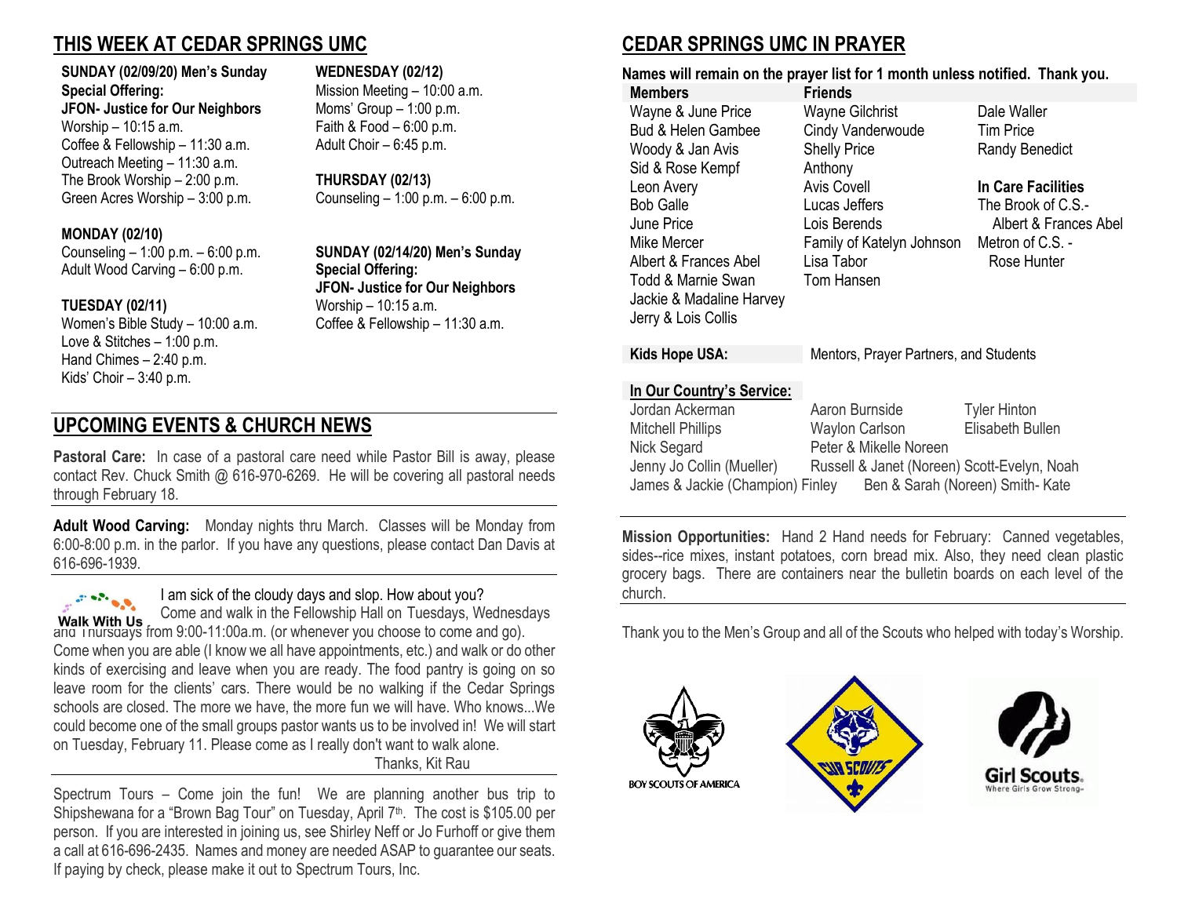## THIS WEEK AT CEDAR SPRINGS UMC

**SUNDAY (02/09/20) Men's Sunday**
**Special Offering:**
**JFON- Justice for Our Neighbors**
Worship – 10:15 a.m.
Coffee & Fellowship – 11:30 a.m.
Outreach Meeting – 11:30 a.m.
The Brook Worship – 2:00 p.m.
Green Acres Worship – 3:00 p.m.

**MONDAY (02/10)**
Counseling – 1:00 p.m. – 6:00 p.m.
Adult Wood Carving – 6:00 p.m.

**TUESDAY (02/11)**
Women's Bible Study – 10:00 a.m.
Love & Stitches – 1:00 p.m.
Hand Chimes – 2:40 p.m.
Kids' Choir – 3:40 p.m.

**WEDNESDAY (02/12)**
Mission Meeting – 10:00 a.m.
Moms' Group – 1:00 p.m.
Faith & Food – 6:00 p.m.
Adult Choir – 6:45 p.m.

**THURSDAY (02/13)**
Counseling – 1:00 p.m. – 6:00 p.m.

**SUNDAY (02/14/20) Men's Sunday**
**Special Offering:**
**JFON- Justice for Our Neighbors**
Worship – 10:15 a.m.
Coffee & Fellowship – 11:30 a.m.

## UPCOMING EVENTS & CHURCH NEWS

**Pastoral Care:** In case of a pastoral care need while Pastor Bill is away, please contact Rev. Chuck Smith @ 616-970-6269. He will be covering all pastoral needs through February 18.

**Adult Wood Carving:** Monday nights thru March. Classes will be Monday from 6:00-8:00 p.m. in the parlor. If you have any questions, please contact Dan Davis at 616-696-1939.

**Walk With Us**

I am sick of the cloudy days and slop. How about you? Come and walk in the Fellowship Hall on Tuesdays, Wednesdays and Thursdays from 9:00-11:00a.m. (or whenever you choose to come and go). Come when you are able (I know we all have appointments, etc.) and walk or do other kinds of exercising and leave when you are ready. The food pantry is going on so leave room for the clients' cars. There would be no walking if the Cedar Springs schools are closed. The more we have, the more fun we will have. Who knows...We could become one of the small groups pastor wants us to be involved in! We will start on Tuesday, February 11. Please come as I really don't want to walk alone.

Thanks, Kit Rau

Spectrum Tours – Come join the fun! We are planning another bus trip to Shipshewana for a "Brown Bag Tour" on Tuesday, April 7th. The cost is $105.00 per person. If you are interested in joining us, see Shirley Neff or Jo Furhoff or give them a call at 616-696-2435. Names and money are needed ASAP to guarantee our seats. If paying by check, please make it out to Spectrum Tours, Inc.

## CEDAR SPRINGS UMC IN PRAYER

**Names will remain on the prayer list for 1 month unless notified. Thank you.**

| Members | Friends | |
|---|---|---|
| Wayne & June Price | Wayne Gilchrist | Dale Waller |
| Bud & Helen Gambee | Cindy Vanderwoude | Tim Price |
| Woody & Jan Avis | Shelly Price | Randy Benedict |
| Sid & Rose Kempf | Anthony | |
| Leon Avery | Avis Covell | **In Care Facilities** |
| Bob Galle | Lucas Jeffers | The Brook of C.S.- Albert & Frances Abel |
| June Price | Lois Berends | Metron of C.S. - Rose Hunter |
| Mike Mercer | Family of Katelyn Johnson | |
| Albert & Frances Abel | Lisa Tabor | |
| Todd & Marnie Swan | Tom Hansen | |
| Jackie & Madaline Harvey | | |
| Jerry & Lois Collis | | |

**Kids Hope USA:** Mentors, Prayer Partners, and Students

**In Our Country's Service:**

| | | |
|---|---|---|
| Jordan Ackerman | Aaron Burnside | Tyler Hinton |
| Mitchell Phillips | Waylon Carlson | Elisabeth Bullen |
| Nick Segard | Peter & Mikelle Noreen | |
| Jenny Jo Collin (Mueller) | Russell & Janet (Noreen) Scott-Evelyn, Noah | |
| James & Jackie (Champion) Finley | Ben & Sarah (Noreen) Smith- Kate | |

**Mission Opportunities:** Hand 2 Hand needs for February: Canned vegetables, sides--rice mixes, instant potatoes, corn bread mix. Also, they need clean plastic grocery bags. There are containers near the bulletin boards on each level of the church.

Thank you to the Men's Group and all of the Scouts who helped with today's Worship.

BOY SCOUTS OF AMERICA

CUB SCOUTS

Girl Scouts. Where Girls Grow Strong